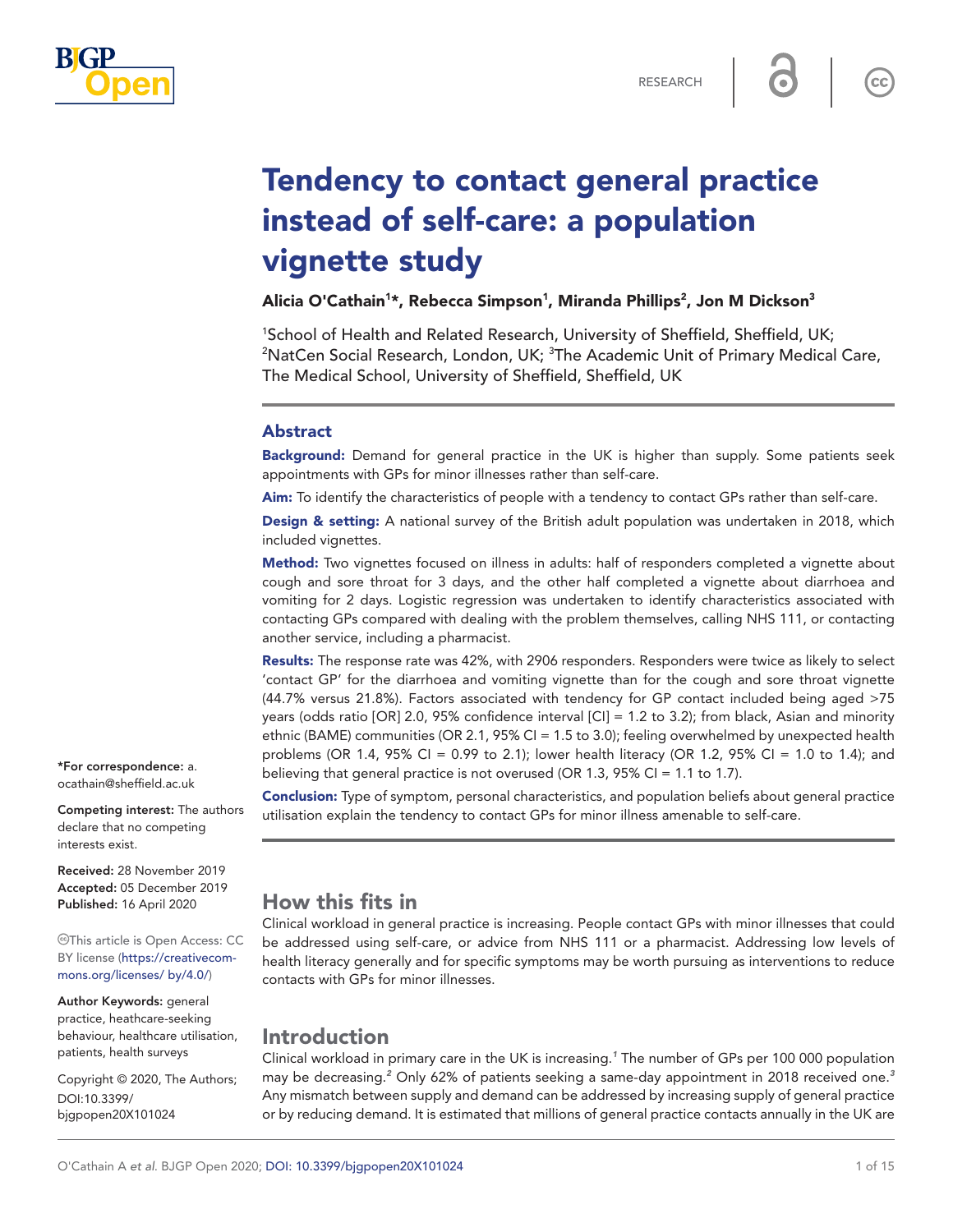RESEARCH

# Tendency to contact general practice instead of self-care: a population vignette study

**Alicia O'Cathain[1]*, Rebecca Simpson[1], Miranda Phillips[2], Jon M Dickson[3]**

[1]School of Health and Related Research, University of Sheffield, Sheffield, UK; [2]NatCen Social Research, London, UK; [3]The Academic Unit of Primary Medical Care, The Medical School, University of Sheffield, Sheffield, UK

## Abstract

**Background:** Demand for general practice in the UK is higher than supply. Some patients seek appointments with GPs for minor illnesses rather than self-care.

**Aim:** To identify the characteristics of people with a tendency to contact GPs rather than self-care.

**Design & setting:** A national survey of the British adult population was undertaken in 2018, which included vignettes.

**Method:** Two vignettes focused on illness in adults: half of responders completed a vignette about cough and sore throat for 3 days, and the other half completed a vignette about diarrhoea and vomiting for 2 days. Logistic regression was undertaken to identify characteristics associated with contacting GPs compared with dealing with the problem themselves, calling NHS 111, or contacting another service, including a pharmacist.

**Results:** The response rate was 42%, with 2906 responders. Responders were twice as likely to select 'contact GP' for the diarrhoea and vomiting vignette than for the cough and sore throat vignette (44.7% versus 21.8%). Factors associated with tendency for GP contact included being aged >75 years (odds ratio [OR] 2.0, 95% confidence interval [CI] = 1.2 to 3.2); from black, Asian and minority ethnic (BAME) communities (OR 2.1, 95% CI = 1.5 to 3.0); feeling overwhelmed by unexpected health problems (OR 1.4, 95% CI = 0.99 to 2.1); lower health literacy (OR 1.2, 95% CI = 1.0 to 1.4); and believing that general practice is not overused (OR 1.3, 95% CI = 1.1 to 1.7).

**Conclusion:** Type of symptom, personal characteristics, and population beliefs about general practice utilisation explain the tendency to contact GPs for minor illness amenable to self-care.

*For correspondence: a.ocathain@sheffield.ac.uk

**Competing interest:** The authors declare that no competing interests exist.

**Received:** 28 November 2019
**Accepted:** 05 December 2019
**Published:** 16 April 2020

This article is Open Access: CC BY license (https://creativecommons.org/licenses/ by/4.0/)

**Author Keywords:** general practice, heathcare-seeking behaviour, healthcare utilisation, patients, health surveys

Copyright © 2020, The Authors; DOI:10.3399/bjgpopen20X101024

## How this fits in

Clinical workload in general practice is increasing. People contact GPs with minor illnesses that could be addressed using self-care, or advice from NHS 111 or a pharmacist. Addressing low levels of health literacy generally and for specific symptoms may be worth pursuing as interventions to reduce contacts with GPs for minor illnesses.

## Introduction

Clinical workload in primary care in the UK is increasing.[1] The number of GPs per 100 000 population may be decreasing.[2] Only 62% of patients seeking a same-day appointment in 2018 received one.[3] Any mismatch between supply and demand can be addressed by increasing supply of general practice or by reducing demand. It is estimated that millions of general practice contacts annually in the UK are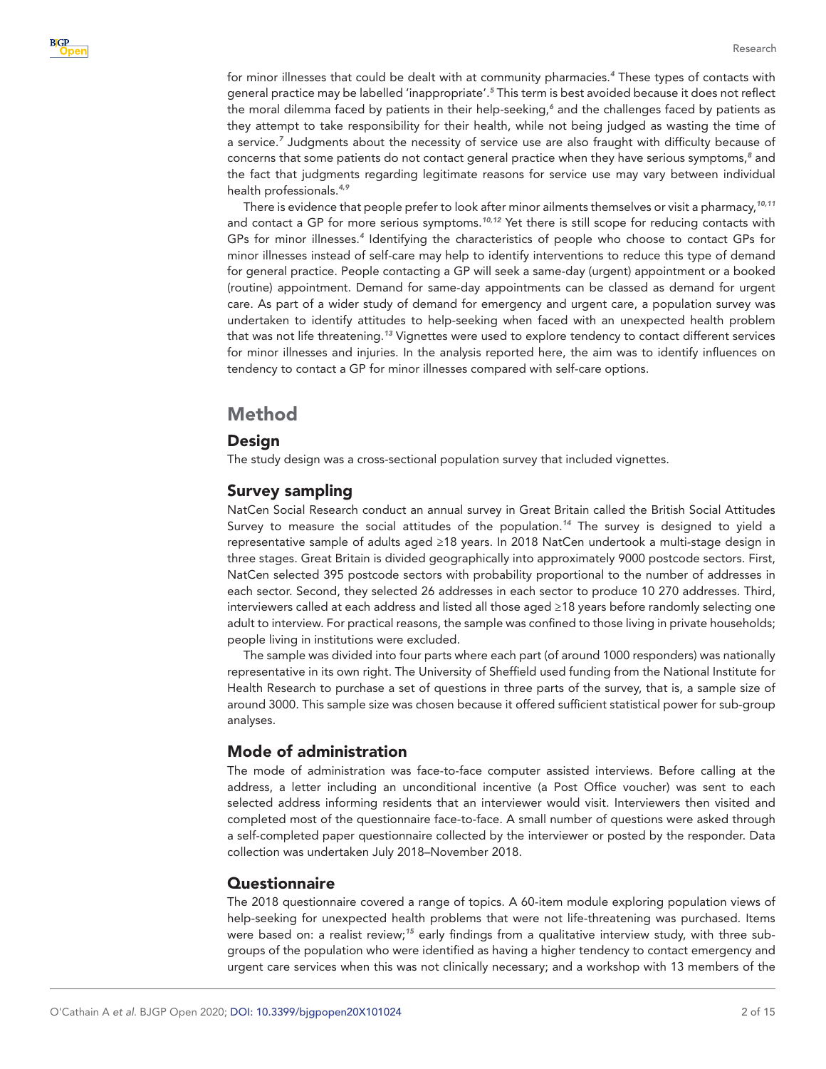for minor illnesses that could be dealt with at community pharmacies.[4] These types of contacts with general practice may be labelled 'inappropriate'.[5] This term is best avoided because it does not reflect the moral dilemma faced by patients in their help-seeking,[6] and the challenges faced by patients as they attempt to take responsibility for their health, while not being judged as wasting the time of a service.[7] Judgments about the necessity of service use are also fraught with difficulty because of concerns that some patients do not contact general practice when they have serious symptoms,[8] and the fact that judgments regarding legitimate reasons for service use may vary between individual health professionals.[4,9]

There is evidence that people prefer to look after minor ailments themselves or visit a pharmacy,[10,11] and contact a GP for more serious symptoms.[10,12] Yet there is still scope for reducing contacts with GPs for minor illnesses.[4] Identifying the characteristics of people who choose to contact GPs for minor illnesses instead of self-care may help to identify interventions to reduce this type of demand for general practice. People contacting a GP will seek a same-day (urgent) appointment or a booked (routine) appointment. Demand for same-day appointments can be classed as demand for urgent care. As part of a wider study of demand for emergency and urgent care, a population survey was undertaken to identify attitudes to help-seeking when faced with an unexpected health problem that was not life threatening.[13] Vignettes were used to explore tendency to contact different services for minor illnesses and injuries. In the analysis reported here, the aim was to identify influences on tendency to contact a GP for minor illnesses compared with self-care options.

# Method

## Design

The study design was a cross-sectional population survey that included vignettes.

## Survey sampling

NatCen Social Research conduct an annual survey in Great Britain called the British Social Attitudes Survey to measure the social attitudes of the population.[14] The survey is designed to yield a representative sample of adults aged ≥18 years. In 2018 NatCen undertook a multi-stage design in three stages. Great Britain is divided geographically into approximately 9000 postcode sectors. First, NatCen selected 395 postcode sectors with probability proportional to the number of addresses in each sector. Second, they selected 26 addresses in each sector to produce 10 270 addresses. Third, interviewers called at each address and listed all those aged ≥18 years before randomly selecting one adult to interview. For practical reasons, the sample was confined to those living in private households; people living in institutions were excluded.

The sample was divided into four parts where each part (of around 1000 responders) was nationally representative in its own right. The University of Sheffield used funding from the National Institute for Health Research to purchase a set of questions in three parts of the survey, that is, a sample size of around 3000. This sample size was chosen because it offered sufficient statistical power for sub-group analyses.

## Mode of administration

The mode of administration was face-to-face computer assisted interviews. Before calling at the address, a letter including an unconditional incentive (a Post Office voucher) was sent to each selected address informing residents that an interviewer would visit. Interviewers then visited and completed most of the questionnaire face-to-face. A small number of questions were asked through a self-completed paper questionnaire collected by the interviewer or posted by the responder. Data collection was undertaken July 2018–November 2018.

## Questionnaire

The 2018 questionnaire covered a range of topics. A 60-item module exploring population views of help-seeking for unexpected health problems that were not life-threatening was purchased. Items were based on: a realist review;[15] early findings from a qualitative interview study, with three sub-groups of the population who were identified as having a higher tendency to contact emergency and urgent care services when this was not clinically necessary; and a workshop with 13 members of the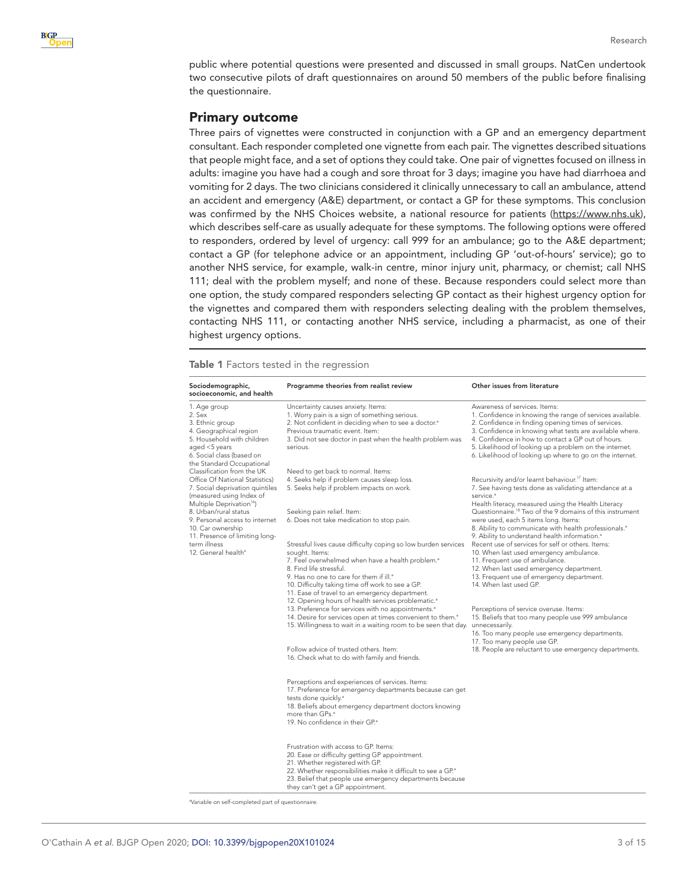public where potential questions were presented and discussed in small groups. NatCen undertook two consecutive pilots of draft questionnaires on around 50 members of the public before finalising the questionnaire.

## Primary outcome

Three pairs of vignettes were constructed in conjunction with a GP and an emergency department consultant. Each responder completed one vignette from each pair. The vignettes described situations that people might face, and a set of options they could take. One pair of vignettes focused on illness in adults: imagine you have had a cough and sore throat for 3 days; imagine you have had diarrhoea and vomiting for 2 days. The two clinicians considered it clinically unnecessary to call an ambulance, attend an accident and emergency (A&E) department, or contact a GP for these symptoms. This conclusion was confirmed by the NHS Choices website, a national resource for patients (https://www.nhs.uk), which describes self-care as usually adequate for these symptoms. The following options were offered to responders, ordered by level of urgency: call 999 for an ambulance; go to the A&E department; contact a GP (for telephone advice or an appointment, including GP 'out-of-hours' service); go to another NHS service, for example, walk-in centre, minor injury unit, pharmacy, or chemist; call NHS 111; deal with the problem myself; and none of these. Because responders could select more than one option, the study compared responders selecting GP contact as their highest urgency option for the vignettes and compared them with responders selecting dealing with the problem themselves, contacting NHS 111, or contacting another NHS service, including a pharmacist, as one of their highest urgency options.

**Table 1** Factors tested in the regression

| Sociodemographic, socioeconomic, and health | Programme theories from realist review | Other issues from literature |
|---|---|---|
| 1. Age group<br>2. Sex<br>3. Ethnic group<br>4. Geographical region<br>5. Household with children aged <5 years<br>6. Social class (based on the Standard Occupational Classification from the UK Office Of National Statistics)<br>7. Social deprivation quintiles (measured using Index of Multiple Deprivation[16])<br>8. Urban/rural status<br>9. Personal access to internet<br>10. Car ownership<br>11. Presence of limiting long-term illness<br>12. General health[a] | Uncertainty causes anxiety. Items:<br>1. Worry pain is a sign of something serious.<br>2. Not confident in deciding when to see a doctor.[a]<br>Previous traumatic event. Item:<br>3. Did not see doctor in past when the health problem was serious.<br><br>Need to get back to normal. Items:<br>4. Seeks help if problem causes sleep loss.<br>5. Seeks help if problem impacts on work.<br><br>Seeking pain relief. Item:<br>6. Does not take medication to stop pain.<br><br>Stressful lives cause difficulty coping so low burden services sought. Items:<br>7. Feel overwhelmed when have a health problem.[a]<br>8. Find life stressful.<br>9. Has no one to care for them if ill.[a]<br>10. Difficulty taking time off work to see a GP.<br>11. Ease of travel to an emergency department.<br>12. Opening hours of health services problematic.[a]<br>13. Preference for services with no appointments.[a]<br>14. Desire for services open at times convenient to them.[a]<br>15. Willingness to wait in a waiting room to be seen that day.<br><br>Follow advice of trusted others. Item:<br>16. Check what to do with family and friends.<br><br>Perceptions and experiences of services. Items:<br>17. Preference for emergency departments because can get tests done quickly.[a]<br>18. Beliefs about emergency department doctors knowing more than GPs.[a]<br>19. No confidence in their GP.[a]<br><br>Frustration with access to GP. Items:<br>20. Ease or difficulty getting GP appointment.<br>21. Whether registered with GP.<br>22. Whether responsibilities make it difficult to see a GP.[a]<br>23. Belief that people use emergency departments because they can't get a GP appointment. | Awareness of services. Items:<br>1. Confidence in knowing the range of services available.<br>2. Confidence in finding opening times of services.<br>3. Confidence in knowing what tests are available where.<br>4. Confidence in how to contact a GP out of hours.<br>5. Likelihood of looking up a problem on the internet.<br>6. Likelihood of looking up where to go on the internet.<br><br>Recursivity and/or learnt behaviour.[17] Item:<br>7. See having tests done as validating attendance at a service.[a]<br>Health literacy, measured using the Health Literacy Questionnaire.[18] Two of the 9 domains of this instrument were used, each 5 items long. Items:<br>8. Ability to communicate with health professionals.[a]<br>9. Ability to understand health information.[a]<br>Recent use of services for self or others. Items:<br>10. When last used emergency ambulance.<br>11. Frequent use of ambulance.<br>12. When last used emergency department.<br>13. Frequent use of emergency department.<br>14. When last used GP.<br><br>Perceptions of service overuse. Items:<br>15. Beliefs that too many people use 999 ambulance unnecessarily.<br>16. Too many people use emergency departments.<br>17. Too many people use GP.<br>18. People are reluctant to use emergency departments. |

[a]Variable on self-completed part of questionnaire.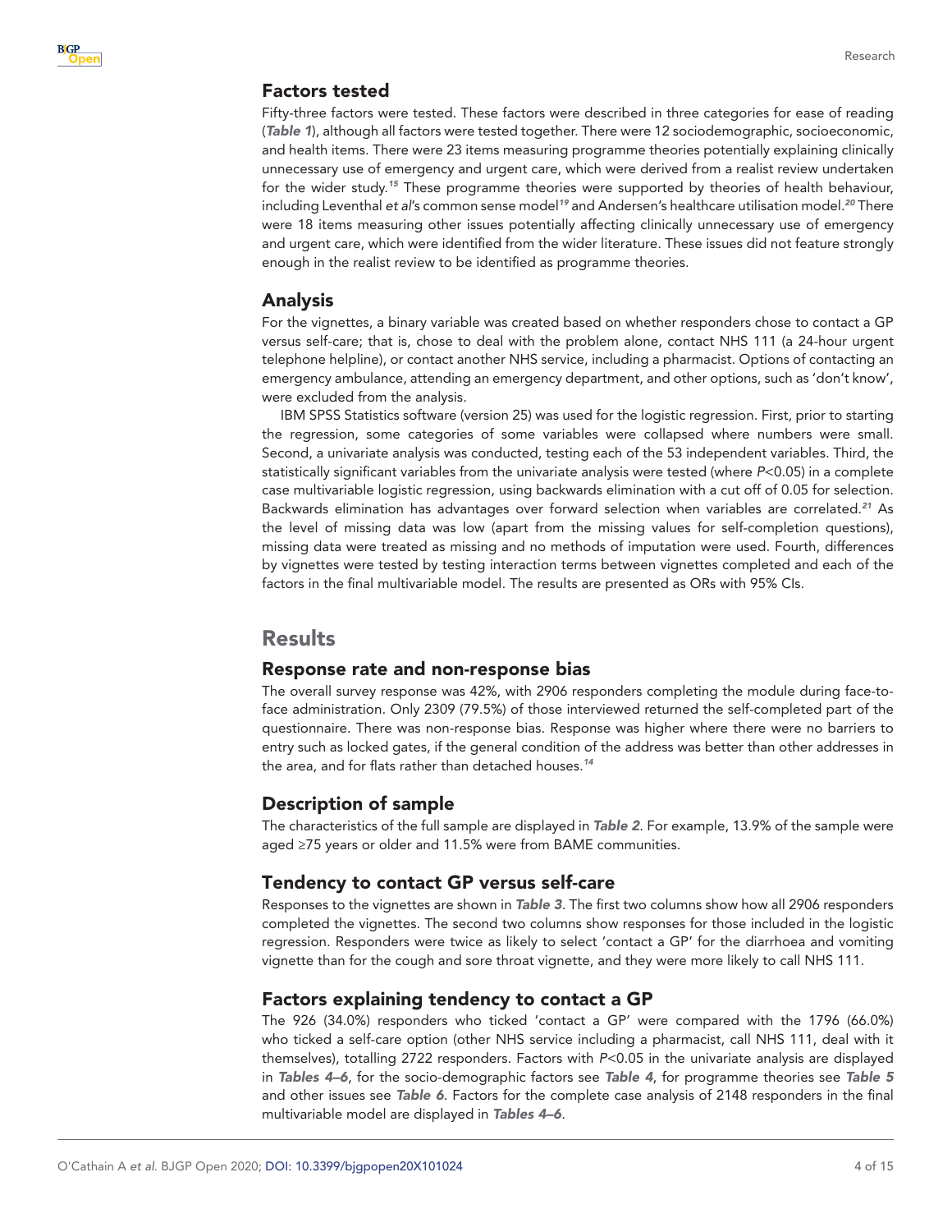## Factors tested

Fifty-three factors were tested. These factors were described in three categories for ease of reading (*Table 1*), although all factors were tested together. There were 12 sociodemographic, socioeconomic, and health items. There were 23 items measuring programme theories potentially explaining clinically unnecessary use of emergency and urgent care, which were derived from a realist review undertaken for the wider study.[15] These programme theories were supported by theories of health behaviour, including Leventhal *et al*'s common sense model[19] and Andersen's healthcare utilisation model.[20] There were 18 items measuring other issues potentially affecting clinically unnecessary use of emergency and urgent care, which were identified from the wider literature. These issues did not feature strongly enough in the realist review to be identified as programme theories.

## Analysis

For the vignettes, a binary variable was created based on whether responders chose to contact a GP versus self-care; that is, chose to deal with the problem alone, contact NHS 111 (a 24-hour urgent telephone helpline), or contact another NHS service, including a pharmacist. Options of contacting an emergency ambulance, attending an emergency department, and other options, such as 'don't know', were excluded from the analysis.

IBM SPSS Statistics software (version 25) was used for the logistic regression. First, prior to starting the regression, some categories of some variables were collapsed where numbers were small. Second, a univariate analysis was conducted, testing each of the 53 independent variables. Third, the statistically significant variables from the univariate analysis were tested (where $P<0.05$) in a complete case multivariable logistic regression, using backwards elimination with a cut off of 0.05 for selection. Backwards elimination has advantages over forward selection when variables are correlated.[21] As the level of missing data was low (apart from the missing values for self-completion questions), missing data were treated as missing and no methods of imputation were used. Fourth, differences by vignettes were tested by testing interaction terms between vignettes completed and each of the factors in the final multivariable model. The results are presented as ORs with 95% CIs.

# Results

## Response rate and non-response bias

The overall survey response was 42%, with 2906 responders completing the module during face-to-face administration. Only 2309 (79.5%) of those interviewed returned the self-completed part of the questionnaire. There was non-response bias. Response was higher where there were no barriers to entry such as locked gates, if the general condition of the address was better than other addresses in the area, and for flats rather than detached houses.[14]

## Description of sample

The characteristics of the full sample are displayed in *Table 2*. For example, 13.9% of the sample were aged ≥75 years or older and 11.5% were from BAME communities.

## Tendency to contact GP versus self-care

Responses to the vignettes are shown in *Table 3*. The first two columns show how all 2906 responders completed the vignettes. The second two columns show responses for those included in the logistic regression. Responders were twice as likely to select 'contact a GP' for the diarrhoea and vomiting vignette than for the cough and sore throat vignette, and they were more likely to call NHS 111.

## Factors explaining tendency to contact a GP

The 926 (34.0%) responders who ticked 'contact a GP' were compared with the 1796 (66.0%) who ticked a self-care option (other NHS service including a pharmacist, call NHS 111, deal with it themselves), totalling 2722 responders. Factors with $P<0.05$ in the univariate analysis are displayed in *Tables 4–6*, for the socio-demographic factors see *Table 4*, for programme theories see *Table 5* and other issues see *Table 6*. Factors for the complete case analysis of 2148 responders in the final multivariable model are displayed in *Tables 4–6*.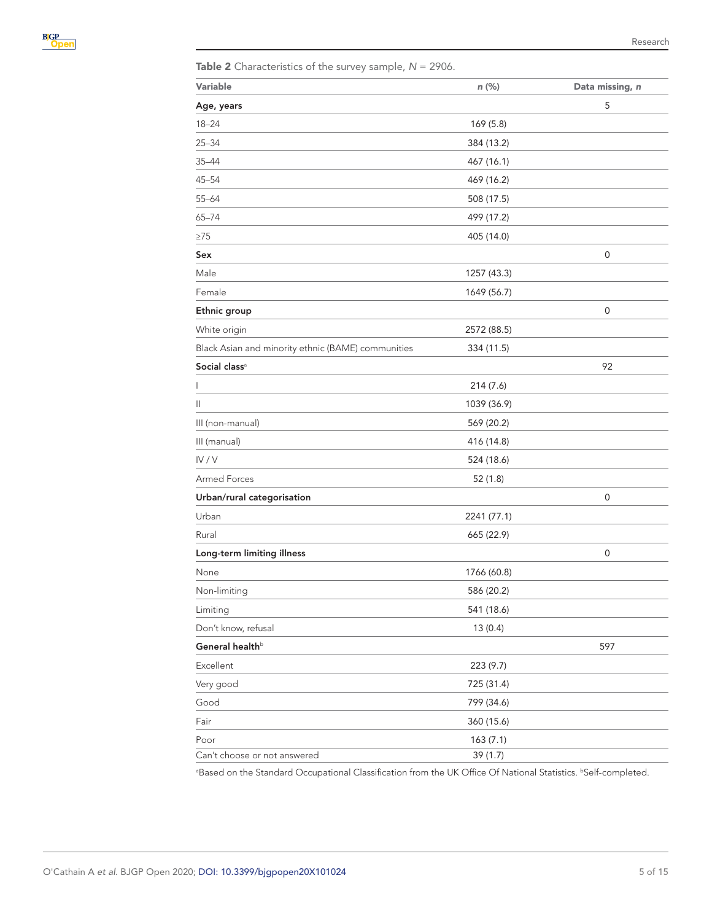**Table 2** Characteristics of the survey sample, *N* = 2906.

| Variable | *n* (%) | Data missing, *n* |
|---|---|---|
| **Age, years** | | 5 |
| 18–24 | 169 (5.8) | |
| 25–34 | 384 (13.2) | |
| 35–44 | 467 (16.1) | |
| 45–54 | 469 (16.2) | |
| 55–64 | 508 (17.5) | |
| 65–74 | 499 (17.2) | |
| ≥75 | 405 (14.0) | |
| **Sex** | | 0 |
| Male | 1257 (43.3) | |
| Female | 1649 (56.7) | |
| **Ethnic group** | | 0 |
| White origin | 2572 (88.5) | |
| Black Asian and minority ethnic (BAME) communities | 334 (11.5) | |
| **Social class**[a] | | 92 |
| I | 214 (7.6) | |
| II | 1039 (36.9) | |
| III (non-manual) | 569 (20.2) | |
| III (manual) | 416 (14.8) | |
| IV / V | 524 (18.6) | |
| Armed Forces | 52 (1.8) | |
| **Urban/rural categorisation** | | 0 |
| Urban | 2241 (77.1) | |
| Rural | 665 (22.9) | |
| **Long-term limiting illness** | | 0 |
| None | 1766 (60.8) | |
| Non-limiting | 586 (20.2) | |
| Limiting | 541 (18.6) | |
| Don't know, refusal | 13 (0.4) | |
| **General health**[b] | | 597 |
| Excellent | 223 (9.7) | |
| Very good | 725 (31.4) | |
| Good | 799 (34.6) | |
| Fair | 360 (15.6) | |
| Poor | 163 (7.1) | |
| Can't choose or not answered | 39 (1.7) | |

[a]Based on the Standard Occupational Classification from the UK Office Of National Statistics. [b]Self-completed.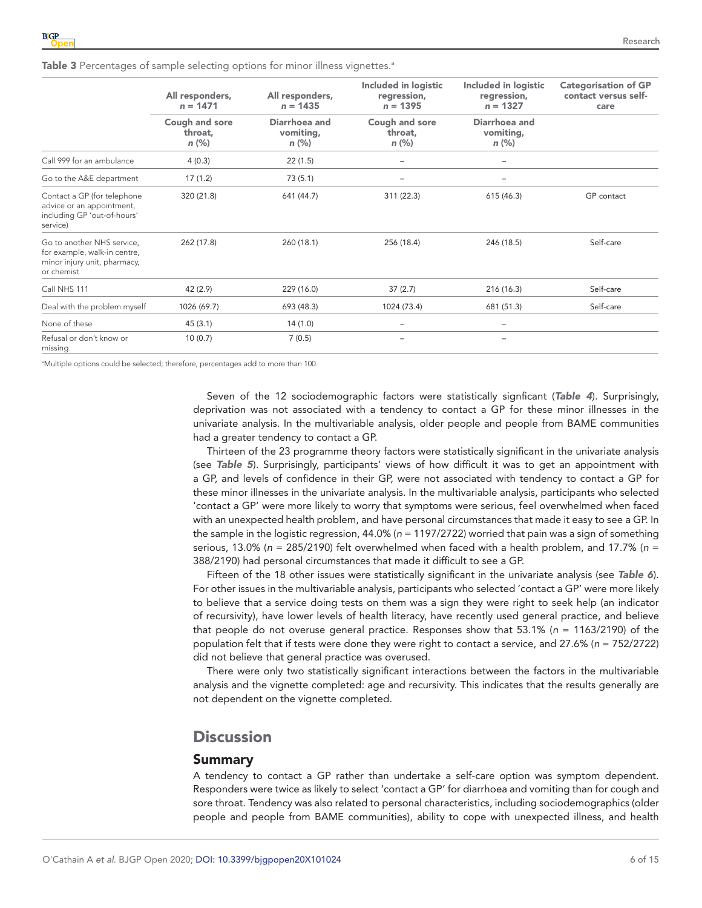**Table 3** Percentages of sample selecting options for minor illness vignettes.[a]

| | All responders, $n$ = 1471 | All responders, $n$ = 1435 | Included in logistic regression, $n$ = 1395 | Included in logistic regression, $n$ = 1327 | Categorisation of GP contact versus self-care |
|---|---|---|---|---|---|
| | Cough and sore throat, $n$ (%) | Diarrhoea and vomiting, $n$ (%) | Cough and sore throat, $n$ (%) | Diarrhoea and vomiting, $n$ (%) | |
| Call 999 for an ambulance | 4 (0.3) | 22 (1.5) | – | – | |
| Go to the A&E department | 17 (1.2) | 73 (5.1) | – | – | |
| Contact a GP (for telephone advice or an appointment, including GP 'out-of-hours' service) | 320 (21.8) | 641 (44.7) | 311 (22.3) | 615 (46.3) | GP contact |
| Go to another NHS service, for example, walk-in centre, minor injury unit, pharmacy, or chemist | 262 (17.8) | 260 (18.1) | 256 (18.4) | 246 (18.5) | Self-care |
| Call NHS 111 | 42 (2.9) | 229 (16.0) | 37 (2.7) | 216 (16.3) | Self-care |
| Deal with the problem myself | 1026 (69.7) | 693 (48.3) | 1024 (73.4) | 681 (51.3) | Self-care |
| None of these | 45 (3.1) | 14 (1.0) | – | – | |
| Refusal or don't know or missing | 10 (0.7) | 7 (0.5) | – | – | |

[a]Multiple options could be selected; therefore, percentages add to more than 100.

Seven of the 12 sociodemographic factors were statistically signficant (***Table 4***). Surprisingly, deprivation was not associated with a tendency to contact a GP for these minor illnesses in the univariate analysis. In the multivariable analysis, older people and people from BAME communities had a greater tendency to contact a GP.

Thirteen of the 23 programme theory factors were statistically significant in the univariate analysis (see ***Table 5***). Surprisingly, participants' views of how difficult it was to get an appointment with a GP, and levels of confidence in their GP, were not associated with tendency to contact a GP for these minor illnesses in the univariate analysis. In the multivariable analysis, participants who selected 'contact a GP' were more likely to worry that symptoms were serious, feel overwhelmed when faced with an unexpected health problem, and have personal circumstances that made it easy to see a GP. In the sample in the logistic regression, 44.0% ($n$ = 1197/2722) worried that pain was a sign of something serious, 13.0% ($n$ = 285/2190) felt overwhelmed when faced with a health problem, and 17.7% ($n$ = 388/2190) had personal circumstances that made it difficult to see a GP.

Fifteen of the 18 other issues were statistically significant in the univariate analysis (see ***Table 6***). For other issues in the multivariable analysis, participants who selected 'contact a GP' were more likely to believe that a service doing tests on them was a sign they were right to seek help (an indicator of recursivity), have lower levels of health literacy, have recently used general practice, and believe that people do not overuse general practice. Responses show that 53.1% ($n$ = 1163/2190) of the population felt that if tests were done they were right to contact a service, and 27.6% ($n$ = 752/2722) did not believe that general practice was overused.

There were only two statistically significant interactions between the factors in the multivariable analysis and the vignette completed: age and recursivity. This indicates that the results generally are not dependent on the vignette completed.

# Discussion

## Summary

A tendency to contact a GP rather than undertake a self-care option was symptom dependent. Responders were twice as likely to select 'contact a GP' for diarrhoea and vomiting than for cough and sore throat. Tendency was also related to personal characteristics, including sociodemographics (older people and people from BAME communities), ability to cope with unexpected illness, and health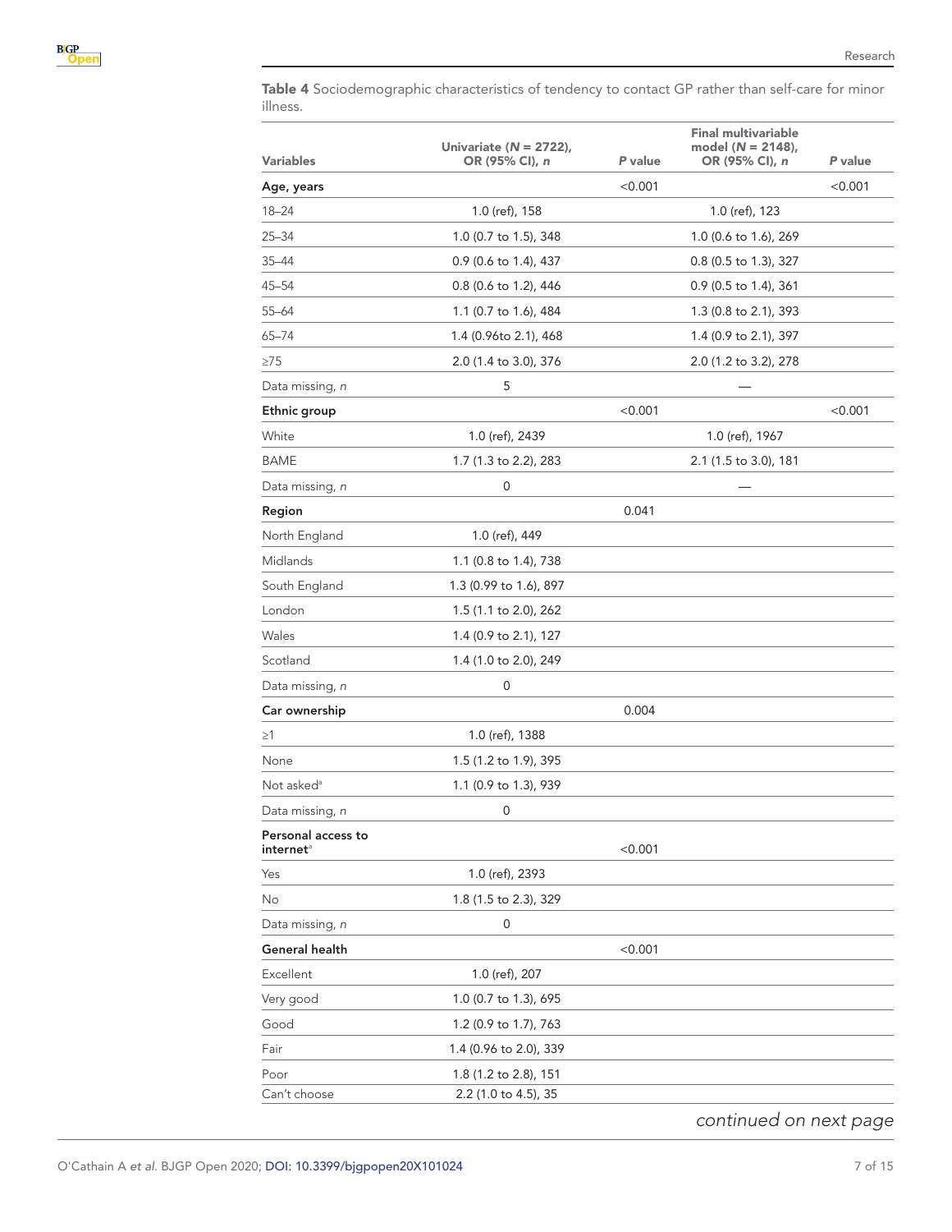**Table 4** Sociodemographic characteristics of tendency to contact GP rather than self-care for minor illness.

| Variables | Univariate (*N* = 2722), OR (95% CI), *n* | *P* value | Final multivariable model (*N* = 2148), OR (95% CI), *n* | *P* value |
|---|---|---|---|---|
| **Age, years** | | <0.001 | | <0.001 |
| 18–24 | 1.0 (ref), 158 | | 1.0 (ref), 123 | |
| 25–34 | 1.0 (0.7 to 1.5), 348 | | 1.0 (0.6 to 1.6), 269 | |
| 35–44 | 0.9 (0.6 to 1.4), 437 | | 0.8 (0.5 to 1.3), 327 | |
| 45–54 | 0.8 (0.6 to 1.2), 446 | | 0.9 (0.5 to 1.4), 361 | |
| 55–64 | 1.1 (0.7 to 1.6), 484 | | 1.3 (0.8 to 2.1), 393 | |
| 65–74 | 1.4 (0.96to 2.1), 468 | | 1.4 (0.9 to 2.1), 397 | |
| ≥75 | 2.0 (1.4 to 3.0), 376 | | 2.0 (1.2 to 3.2), 278 | |
| Data missing, *n* | 5 | | — | |
| **Ethnic group** | | <0.001 | | <0.001 |
| White | 1.0 (ref), 2439 | | 1.0 (ref), 1967 | |
| BAME | 1.7 (1.3 to 2.2), 283 | | 2.1 (1.5 to 3.0), 181 | |
| Data missing, *n* | 0 | | — | |
| **Region** | | 0.041 | | |
| North England | 1.0 (ref), 449 | | | |
| Midlands | 1.1 (0.8 to 1.4), 738 | | | |
| South England | 1.3 (0.99 to 1.6), 897 | | | |
| London | 1.5 (1.1 to 2.0), 262 | | | |
| Wales | 1.4 (0.9 to 2.1), 127 | | | |
| Scotland | 1.4 (1.0 to 2.0), 249 | | | |
| Data missing, *n* | 0 | | | |
| **Car ownership** | | 0.004 | | |
| ≥1 | 1.0 (ref), 1388 | | | |
| None | 1.5 (1.2 to 1.9), 395 | | | |
| Not asked[a] | 1.1 (0.9 to 1.3), 939 | | | |
| Data missing, *n* | 0 | | | |
| **Personal access to internet**[a] | | <0.001 | | |
| Yes | 1.0 (ref), 2393 | | | |
| No | 1.8 (1.5 to 2.3), 329 | | | |
| Data missing, *n* | 0 | | | |
| **General health** | | <0.001 | | |
| Excellent | 1.0 (ref), 207 | | | |
| Very good | 1.0 (0.7 to 1.3), 695 | | | |
| Good | 1.2 (0.9 to 1.7), 763 | | | |
| Fair | 1.4 (0.96 to 2.0), 339 | | | |
| Poor | 1.8 (1.2 to 2.8), 151 | | | |
| Can't choose | 2.2 (1.0 to 4.5), 35 | | | |

*continued on next page*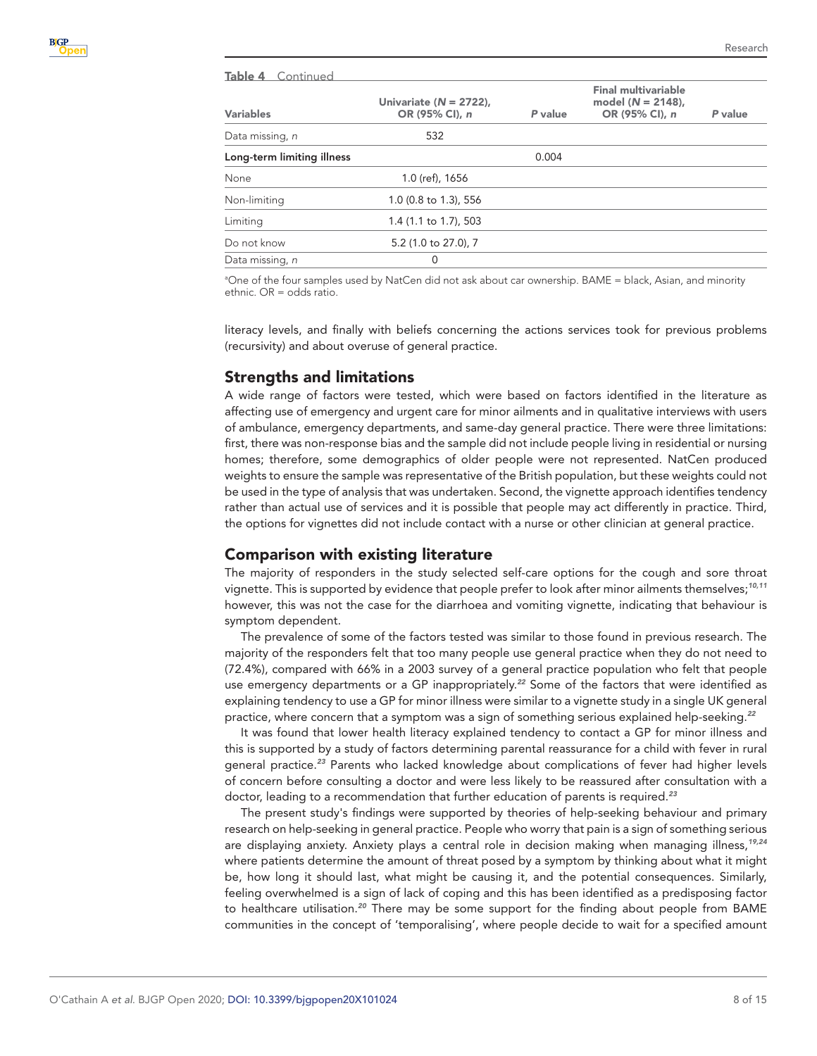**Table 4** Continued

| Variables | Univariate (*N* = 2722), OR (95% CI), *n* | *P* value | Final multivariable model (*N* = 2148), OR (95% CI), *n* | *P* value |
|---|---|---|---|---|
| Data missing, *n* | 532 | | | |
| **Long-term limiting illness** | | 0.004 | | |
| None | 1.0 (ref), 1656 | | | |
| Non-limiting | 1.0 (0.8 to 1.3), 556 | | | |
| Limiting | 1.4 (1.1 to 1.7), 503 | | | |
| Do not know | 5.2 (1.0 to 27.0), 7 | | | |
| Data missing, *n* | 0 | | | |

[a]One of the four samples used by NatCen did not ask about car ownership. BAME = black, Asian, and minority ethnic. OR = odds ratio.

literacy levels, and finally with beliefs concerning the actions services took for previous problems (recursivity) and about overuse of general practice.

## Strengths and limitations

A wide range of factors were tested, which were based on factors identified in the literature as affecting use of emergency and urgent care for minor ailments and in qualitative interviews with users of ambulance, emergency departments, and same-day general practice. There were three limitations: first, there was non-response bias and the sample did not include people living in residential or nursing homes; therefore, some demographics of older people were not represented. NatCen produced weights to ensure the sample was representative of the British population, but these weights could not be used in the type of analysis that was undertaken. Second, the vignette approach identifies tendency rather than actual use of services and it is possible that people may act differently in practice. Third, the options for vignettes did not include contact with a nurse or other clinician at general practice.

## Comparison with existing literature

The majority of responders in the study selected self-care options for the cough and sore throat vignette. This is supported by evidence that people prefer to look after minor ailments themselves;[10,11] however, this was not the case for the diarrhoea and vomiting vignette, indicating that behaviour is symptom dependent.

The prevalence of some of the factors tested was similar to those found in previous research. The majority of the responders felt that too many people use general practice when they do not need to (72.4%), compared with 66% in a 2003 survey of a general practice population who felt that people use emergency departments or a GP inappropriately.[22] Some of the factors that were identified as explaining tendency to use a GP for minor illness were similar to a vignette study in a single UK general practice, where concern that a symptom was a sign of something serious explained help-seeking.[22]

It was found that lower health literacy explained tendency to contact a GP for minor illness and this is supported by a study of factors determining parental reassurance for a child with fever in rural general practice.[23] Parents who lacked knowledge about complications of fever had higher levels of concern before consulting a doctor and were less likely to be reassured after consultation with a doctor, leading to a recommendation that further education of parents is required.[23]

The present study's findings were supported by theories of help-seeking behaviour and primary research on help-seeking in general practice. People who worry that pain is a sign of something serious are displaying anxiety. Anxiety plays a central role in decision making when managing illness,[19,24] where patients determine the amount of threat posed by a symptom by thinking about what it might be, how long it should last, what might be causing it, and the potential consequences. Similarly, feeling overwhelmed is a sign of lack of coping and this has been identified as a predisposing factor to healthcare utilisation.[20] There may be some support for the finding about people from BAME communities in the concept of 'temporalising', where people decide to wait for a specified amount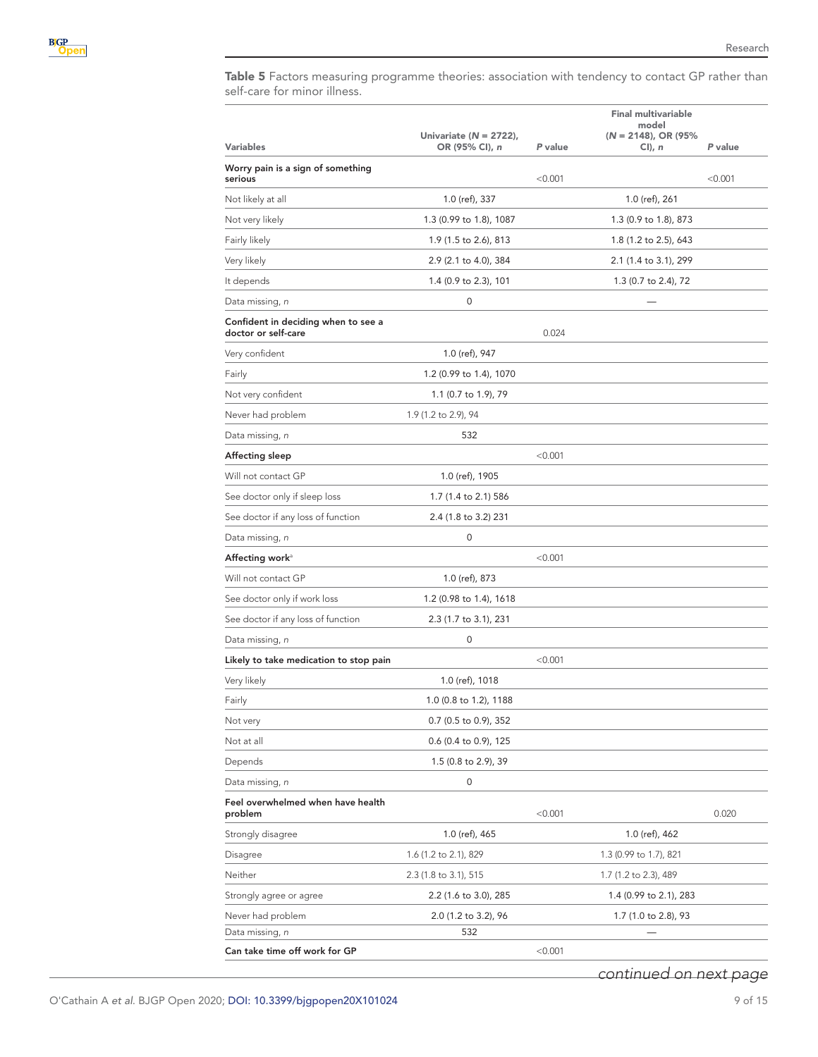**Table 5** Factors measuring programme theories: association with tendency to contact GP rather than self-care for minor illness.

| Variables | Univariate (*N* = 2722), OR (95% CI), *n* | *P* value | Final multivariable model (*N* = 2148), OR (95% CI), *n* | *P* value |
|---|---|---|---|---|
| **Worry pain is a sign of something serious** | | <0.001 | | <0.001 |
| Not likely at all | 1.0 (ref), 337 | | 1.0 (ref), 261 | |
| Not very likely | 1.3 (0.99 to 1.8), 1087 | | 1.3 (0.9 to 1.8), 873 | |
| Fairly likely | 1.9 (1.5 to 2.6), 813 | | 1.8 (1.2 to 2.5), 643 | |
| Very likely | 2.9 (2.1 to 4.0), 384 | | 2.1 (1.4 to 3.1), 299 | |
| It depends | 1.4 (0.9 to 2.3), 101 | | 1.3 (0.7 to 2.4), 72 | |
| Data missing, *n* | 0 | | — | |
| **Confident in deciding when to see a doctor or self-care** | | 0.024 | | |
| Very confident | 1.0 (ref), 947 | | | |
| Fairly | 1.2 (0.99 to 1.4), 1070 | | | |
| Not very confident | 1.1 (0.7 to 1.9), 79 | | | |
| Never had problem | 1.9 (1.2 to 2.9), 94 | | | |
| Data missing, *n* | 532 | | | |
| **Affecting sleep** | | <0.001 | | |
| Will not contact GP | 1.0 (ref), 1905 | | | |
| See doctor only if sleep loss | 1.7 (1.4 to 2.1) 586 | | | |
| See doctor if any loss of function | 2.4 (1.8 to 3.2) 231 | | | |
| Data missing, *n* | 0 | | | |
| **Affecting work**[a] | | <0.001 | | |
| Will not contact GP | 1.0 (ref), 873 | | | |
| See doctor only if work loss | 1.2 (0.98 to 1.4), 1618 | | | |
| See doctor if any loss of function | 2.3 (1.7 to 3.1), 231 | | | |
| Data missing, *n* | 0 | | | |
| **Likely to take medication to stop pain** | | <0.001 | | |
| Very likely | 1.0 (ref), 1018 | | | |
| Fairly | 1.0 (0.8 to 1.2), 1188 | | | |
| Not very | 0.7 (0.5 to 0.9), 352 | | | |
| Not at all | 0.6 (0.4 to 0.9), 125 | | | |
| Depends | 1.5 (0.8 to 2.9), 39 | | | |
| Data missing, *n* | 0 | | | |
| **Feel overwhelmed when have health problem** | | <0.001 | | 0.020 |
| Strongly disagree | 1.0 (ref), 465 | | 1.0 (ref), 462 | |
| Disagree | 1.6 (1.2 to 2.1), 829 | | 1.3 (0.99 to 1.7), 821 | |
| Neither | 2.3 (1.8 to 3.1), 515 | | 1.7 (1.2 to 2.3), 489 | |
| Strongly agree or agree | 2.2 (1.6 to 3.0), 285 | | 1.4 (0.99 to 2.1), 283 | |
| Never had problem | 2.0 (1.2 to 3.2), 96 | | 1.7 (1.0 to 2.8), 93 | |
| Data missing, *n* | 532 | | — | |
| **Can take time off work for GP** | | <0.001 | | |

*continued on next page*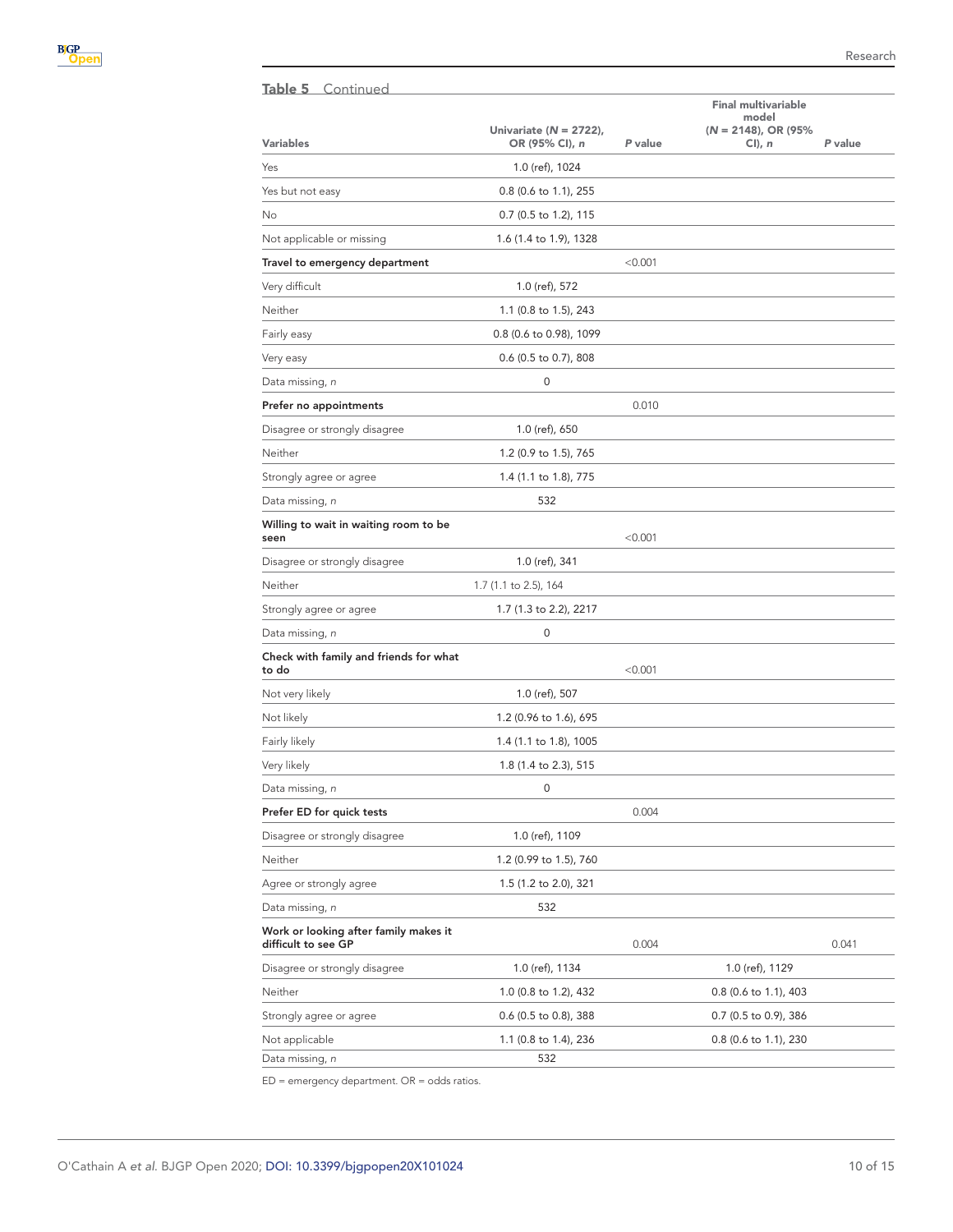**Table 5** Continued

| Variables | Univariate (*N* = 2722), OR (95% CI), *n* | *P* value | Final multivariable model (*N* = 2148), OR (95% CI), *n* | *P* value |
|---|---|---|---|---|
| Yes | 1.0 (ref), 1024 | | | |
| Yes but not easy | 0.8 (0.6 to 1.1), 255 | | | |
| No | 0.7 (0.5 to 1.2), 115 | | | |
| Not applicable or missing | 1.6 (1.4 to 1.9), 1328 | | | |
| **Travel to emergency department** | | <0.001 | | |
| Very difficult | 1.0 (ref), 572 | | | |
| Neither | 1.1 (0.8 to 1.5), 243 | | | |
| Fairly easy | 0.8 (0.6 to 0.98), 1099 | | | |
| Very easy | 0.6 (0.5 to 0.7), 808 | | | |
| Data missing, *n* | 0 | | | |
| **Prefer no appointments** | | 0.010 | | |
| Disagree or strongly disagree | 1.0 (ref), 650 | | | |
| Neither | 1.2 (0.9 to 1.5), 765 | | | |
| Strongly agree or agree | 1.4 (1.1 to 1.8), 775 | | | |
| Data missing, *n* | 532 | | | |
| **Willing to wait in waiting room to be seen** | | <0.001 | | |
| Disagree or strongly disagree | 1.0 (ref), 341 | | | |
| Neither | 1.7 (1.1 to 2.5), 164 | | | |
| Strongly agree or agree | 1.7 (1.3 to 2.2), 2217 | | | |
| Data missing, *n* | 0 | | | |
| **Check with family and friends for what to do** | | <0.001 | | |
| Not very likely | 1.0 (ref), 507 | | | |
| Not likely | 1.2 (0.96 to 1.6), 695 | | | |
| Fairly likely | 1.4 (1.1 to 1.8), 1005 | | | |
| Very likely | 1.8 (1.4 to 2.3), 515 | | | |
| Data missing, *n* | 0 | | | |
| **Prefer ED for quick tests** | | 0.004 | | |
| Disagree or strongly disagree | 1.0 (ref), 1109 | | | |
| Neither | 1.2 (0.99 to 1.5), 760 | | | |
| Agree or strongly agree | 1.5 (1.2 to 2.0), 321 | | | |
| Data missing, *n* | 532 | | | |
| **Work or looking after family makes it difficult to see GP** | | 0.004 | | 0.041 |
| Disagree or strongly disagree | 1.0 (ref), 1134 | | 1.0 (ref), 1129 | |
| Neither | 1.0 (0.8 to 1.2), 432 | | 0.8 (0.6 to 1.1), 403 | |
| Strongly agree or agree | 0.6 (0.5 to 0.8), 388 | | 0.7 (0.5 to 0.9), 386 | |
| Not applicable | 1.1 (0.8 to 1.4), 236 | | 0.8 (0.6 to 1.1), 230 | |
| Data missing, *n* | 532 | | | |

ED = emergency department. OR = odds ratios.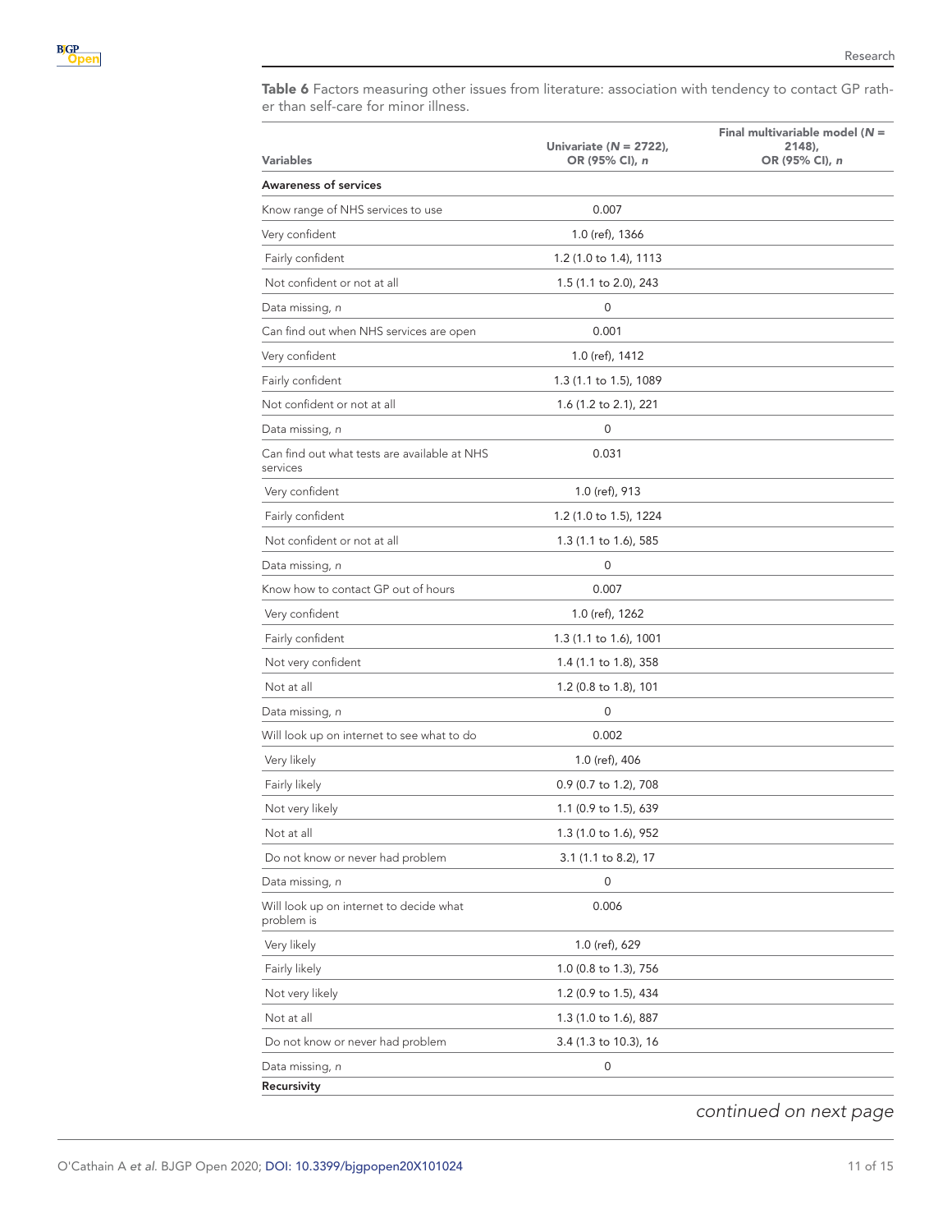**Table 6** Factors measuring other issues from literature: association with tendency to contact GP rather than self-care for minor illness.

| Variables | Univariate (*N* = 2722), OR (95% CI), *n* | Final multivariable model (*N* = 2148), OR (95% CI), *n* |
|---|---|---|
| **Awareness of services** | | |
| Know range of NHS services to use | 0.007 | |
| Very confident | 1.0 (ref), 1366 | |
| Fairly confident | 1.2 (1.0 to 1.4), 1113 | |
| Not confident or not at all | 1.5 (1.1 to 2.0), 243 | |
| Data missing, *n* | 0 | |
| Can find out when NHS services are open | 0.001 | |
| Very confident | 1.0 (ref), 1412 | |
| Fairly confident | 1.3 (1.1 to 1.5), 1089 | |
| Not confident or not at all | 1.6 (1.2 to 2.1), 221 | |
| Data missing, *n* | 0 | |
| Can find out what tests are available at NHS services | 0.031 | |
| Very confident | 1.0 (ref), 913 | |
| Fairly confident | 1.2 (1.0 to 1.5), 1224 | |
| Not confident or not at all | 1.3 (1.1 to 1.6), 585 | |
| Data missing, *n* | 0 | |
| Know how to contact GP out of hours | 0.007 | |
| Very confident | 1.0 (ref), 1262 | |
| Fairly confident | 1.3 (1.1 to 1.6), 1001 | |
| Not very confident | 1.4 (1.1 to 1.8), 358 | |
| Not at all | 1.2 (0.8 to 1.8), 101 | |
| Data missing, *n* | 0 | |
| Will look up on internet to see what to do | 0.002 | |
| Very likely | 1.0 (ref), 406 | |
| Fairly likely | 0.9 (0.7 to 1.2), 708 | |
| Not very likely | 1.1 (0.9 to 1.5), 639 | |
| Not at all | 1.3 (1.0 to 1.6), 952 | |
| Do not know or never had problem | 3.1 (1.1 to 8.2), 17 | |
| Data missing, *n* | 0 | |
| Will look up on internet to decide what problem is | 0.006 | |
| Very likely | 1.0 (ref), 629 | |
| Fairly likely | 1.0 (0.8 to 1.3), 756 | |
| Not very likely | 1.2 (0.9 to 1.5), 434 | |
| Not at all | 1.3 (1.0 to 1.6), 887 | |
| Do not know or never had problem | 3.4 (1.3 to 10.3), 16 | |
| Data missing, *n* | 0 | |
| **Recursivity** | | |

*continued on next page*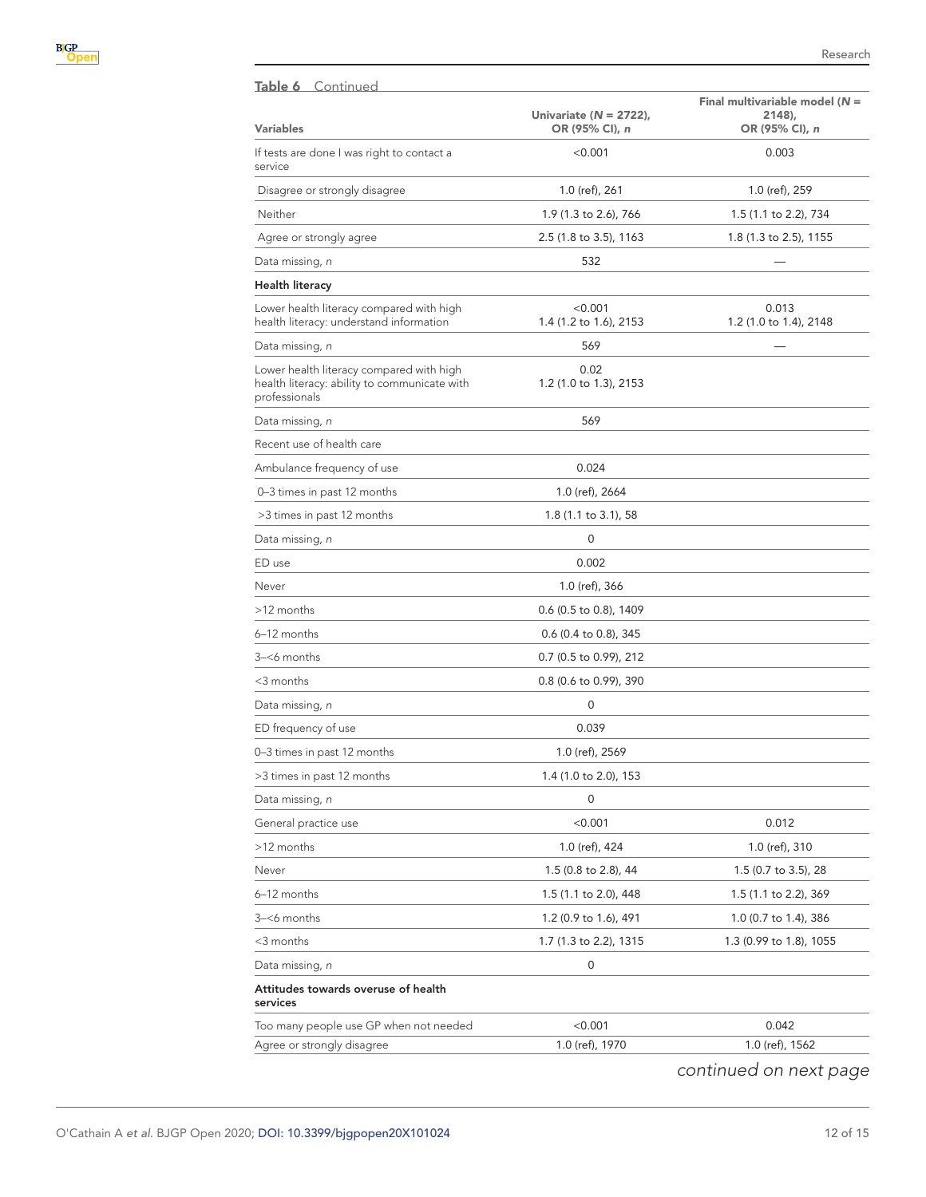**Table 6** Continued

| Variables | Univariate (*N* = 2722), OR (95% CI), *n* | Final multivariable model (*N* = 2148), OR (95% CI), *n* |
|---|---|---|
| If tests are done I was right to contact a service | <0.001 | 0.003 |
| Disagree or strongly disagree | 1.0 (ref), 261 | 1.0 (ref), 259 |
| Neither | 1.9 (1.3 to 2.6), 766 | 1.5 (1.1 to 2.2), 734 |
| Agree or strongly agree | 2.5 (1.8 to 3.5), 1163 | 1.8 (1.3 to 2.5), 1155 |
| Data missing, *n* | 532 | — |
| **Health literacy** | | |
| Lower health literacy compared with high health literacy: understand information | <0.001 1.4 (1.2 to 1.6), 2153 | 0.013 1.2 (1.0 to 1.4), 2148 |
| Data missing, *n* | 569 | — |
| Lower health literacy compared with high health literacy: ability to communicate with professionals | 0.02 1.2 (1.0 to 1.3), 2153 | |
| Data missing, *n* | 569 | |
| Recent use of health care | | |
| Ambulance frequency of use | 0.024 | |
| 0–3 times in past 12 months | 1.0 (ref), 2664 | |
| >3 times in past 12 months | 1.8 (1.1 to 3.1), 58 | |
| Data missing, *n* | 0 | |
| ED use | 0.002 | |
| Never | 1.0 (ref), 366 | |
| >12 months | 0.6 (0.5 to 0.8), 1409 | |
| 6–12 months | 0.6 (0.4 to 0.8), 345 | |
| 3–<6 months | 0.7 (0.5 to 0.99), 212 | |
| <3 months | 0.8 (0.6 to 0.99), 390 | |
| Data missing, *n* | 0 | |
| ED frequency of use | 0.039 | |
| 0–3 times in past 12 months | 1.0 (ref), 2569 | |
| >3 times in past 12 months | 1.4 (1.0 to 2.0), 153 | |
| Data missing, *n* | 0 | |
| General practice use | <0.001 | 0.012 |
| >12 months | 1.0 (ref), 424 | 1.0 (ref), 310 |
| Never | 1.5 (0.8 to 2.8), 44 | 1.5 (0.7 to 3.5), 28 |
| 6–12 months | 1.5 (1.1 to 2.0), 448 | 1.5 (1.1 to 2.2), 369 |
| 3–<6 months | 1.2 (0.9 to 1.6), 491 | 1.0 (0.7 to 1.4), 386 |
| <3 months | 1.7 (1.3 to 2.2), 1315 | 1.3 (0.99 to 1.8), 1055 |
| Data missing, *n* | 0 | |
| **Attitudes towards overuse of health services** | | |
| Too many people use GP when not needed | <0.001 | 0.042 |
| Agree or strongly disagree | 1.0 (ref), 1970 | 1.0 (ref), 1562 |

*continued on next page*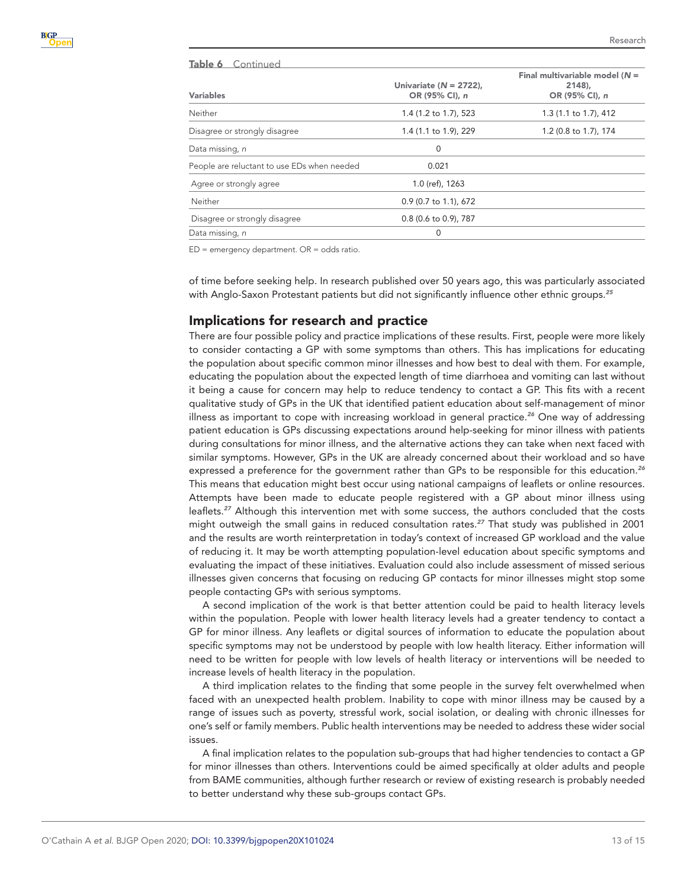**Table 6** Continued

| Variables | Univariate (*N* = 2722), OR (95% CI), *n* | Final multivariable model (*N* = 2148), OR (95% CI), *n* |
|---|---|---|
| Neither | 1.4 (1.2 to 1.7), 523 | 1.3 (1.1 to 1.7), 412 |
| Disagree or strongly disagree | 1.4 (1.1 to 1.9), 229 | 1.2 (0.8 to 1.7), 174 |
| Data missing, *n* | 0 | |
| People are reluctant to use EDs when needed | 0.021 | |
| Agree or strongly agree | 1.0 (ref), 1263 | |
| Neither | 0.9 (0.7 to 1.1), 672 | |
| Disagree or strongly disagree | 0.8 (0.6 to 0.9), 787 | |
| Data missing, *n* | 0 | |

ED = emergency department. OR = odds ratio.

of time before seeking help. In research published over 50 years ago, this was particularly associated with Anglo-Saxon Protestant patients but did not significantly influence other ethnic groups.[25]

## Implications for research and practice

There are four possible policy and practice implications of these results. First, people were more likely to consider contacting a GP with some symptoms than others. This has implications for educating the population about specific common minor illnesses and how best to deal with them. For example, educating the population about the expected length of time diarrhoea and vomiting can last without it being a cause for concern may help to reduce tendency to contact a GP. This fits with a recent qualitative study of GPs in the UK that identified patient education about self-management of minor illness as important to cope with increasing workload in general practice.[26] One way of addressing patient education is GPs discussing expectations around help-seeking for minor illness with patients during consultations for minor illness, and the alternative actions they can take when next faced with similar symptoms. However, GPs in the UK are already concerned about their workload and so have expressed a preference for the government rather than GPs to be responsible for this education.[26] This means that education might best occur using national campaigns of leaflets or online resources. Attempts have been made to educate people registered with a GP about minor illness using leaflets.[27] Although this intervention met with some success, the authors concluded that the costs might outweigh the small gains in reduced consultation rates.[27] That study was published in 2001 and the results are worth reinterpretation in today's context of increased GP workload and the value of reducing it. It may be worth attempting population-level education about specific symptoms and evaluating the impact of these initiatives. Evaluation could also include assessment of missed serious illnesses given concerns that focusing on reducing GP contacts for minor illnesses might stop some people contacting GPs with serious symptoms.

A second implication of the work is that better attention could be paid to health literacy levels within the population. People with lower health literacy levels had a greater tendency to contact a GP for minor illness. Any leaflets or digital sources of information to educate the population about specific symptoms may not be understood by people with low health literacy. Either information will need to be written for people with low levels of health literacy or interventions will be needed to increase levels of health literacy in the population.

A third implication relates to the finding that some people in the survey felt overwhelmed when faced with an unexpected health problem. Inability to cope with minor illness may be caused by a range of issues such as poverty, stressful work, social isolation, or dealing with chronic illnesses for one's self or family members. Public health interventions may be needed to address these wider social issues.

A final implication relates to the population sub-groups that had higher tendencies to contact a GP for minor illnesses than others. Interventions could be aimed specifically at older adults and people from BAME communities, although further research or review of existing research is probably needed to better understand why these sub-groups contact GPs.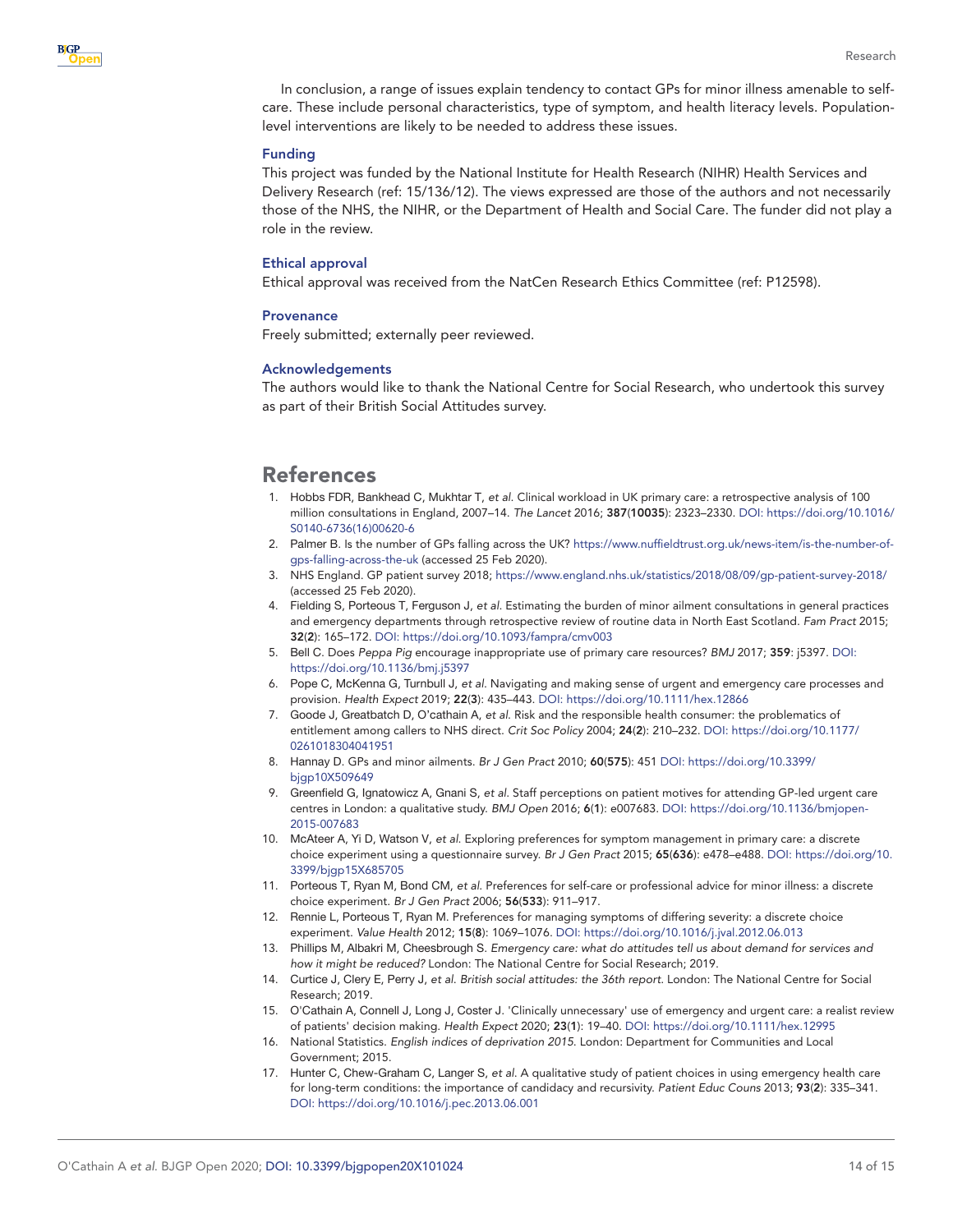In conclusion, a range of issues explain tendency to contact GPs for minor illness amenable to self-care. These include personal characteristics, type of symptom, and health literacy levels. Population-level interventions are likely to be needed to address these issues.

### Funding

This project was funded by the National Institute for Health Research (NIHR) Health Services and Delivery Research (ref: 15/136/12). The views expressed are those of the authors and not necessarily those of the NHS, the NIHR, or the Department of Health and Social Care. The funder did not play a role in the review.

### Ethical approval

Ethical approval was received from the NatCen Research Ethics Committee (ref: P12598).

### Provenance

Freely submitted; externally peer reviewed.

### Acknowledgements

The authors would like to thank the National Centre for Social Research, who undertook this survey as part of their British Social Attitudes survey.

## References

1. Hobbs FDR, Bankhead C, Mukhtar T, *et al.* Clinical workload in UK primary care: a retrospective analysis of 100 million consultations in England, 2007–14. *The Lancet* 2016; **387**(**10035**): 2323–2330. DOI: https://doi.org/10.1016/S0140-6736(16)00620-6
2. Palmer B. Is the number of GPs falling across the UK? https://www.nuffieldtrust.org.uk/news-item/is-the-number-of-gps-falling-across-the-uk (accessed 25 Feb 2020).
3. NHS England. GP patient survey 2018; https://www.england.nhs.uk/statistics/2018/08/09/gp-patient-survey-2018/ (accessed 25 Feb 2020).
4. Fielding S, Porteous T, Ferguson J, *et al.* Estimating the burden of minor ailment consultations in general practices and emergency departments through retrospective review of routine data in North East Scotland. *Fam Pract* 2015; **32**(**2**): 165–172. DOI: https://doi.org/10.1093/fampra/cmv003
5. Bell C. Does *Peppa Pig* encourage inappropriate use of primary care resources? *BMJ* 2017; **359**: j5397. DOI: https://doi.org/10.1136/bmj.j5397
6. Pope C, McKenna G, Turnbull J, *et al.* Navigating and making sense of urgent and emergency care processes and provision. *Health Expect* 2019; **22**(**3**): 435–443. DOI: https://doi.org/10.1111/hex.12866
7. Goode J, Greatbatch D, O'cathain A, *et al.* Risk and the responsible health consumer: the problematics of entitlement among callers to NHS direct. *Crit Soc Policy* 2004; **24**(**2**): 210–232. DOI: https://doi.org/10.1177/0261018304041951
8. Hannay D. GPs and minor ailments. *Br J Gen Pract* 2010; **60**(**575**): 451 DOI: https://doi.org/10.3399/bjgp10X509649
9. Greenfield G, Ignatowicz A, Gnani S, *et al.* Staff perceptions on patient motives for attending GP-led urgent care centres in London: a qualitative study. *BMJ Open* 2016; **6**(**1**): e007683. DOI: https://doi.org/10.1136/bmjopen-2015-007683
10. McAteer A, Yi D, Watson V, *et al.* Exploring preferences for symptom management in primary care: a discrete choice experiment using a questionnaire survey. *Br J Gen Pract* 2015; **65**(**636**): e478–e488. DOI: https://doi.org/10.3399/bjgp15X685705
11. Porteous T, Ryan M, Bond CM, *et al.* Preferences for self-care or professional advice for minor illness: a discrete choice experiment. *Br J Gen Pract* 2006; **56**(**533**): 911–917.
12. Rennie L, Porteous T, Ryan M. Preferences for managing symptoms of differing severity: a discrete choice experiment. *Value Health* 2012; **15**(**8**): 1069–1076. DOI: https://doi.org/10.1016/j.jval.2012.06.013
13. Phillips M, Albakri M, Cheesbrough S. *Emergency care: what do attitudes tell us about demand for services and how it might be reduced?* London: The National Centre for Social Research; 2019.
14. Curtice J, Clery E, Perry J, *et al. British social attitudes: the 36th report.* London: The National Centre for Social Research; 2019.
15. O'Cathain A, Connell J, Long J, Coster J. 'Clinically unnecessary' use of emergency and urgent care: a realist review of patients' decision making. *Health Expect* 2020; **23**(**1**): 19–40. DOI: https://doi.org/10.1111/hex.12995
16. National Statistics. *English indices of deprivation 2015.* London: Department for Communities and Local Government; 2015.
17. Hunter C, Chew-Graham C, Langer S, *et al.* A qualitative study of patient choices in using emergency health care for long-term conditions: the importance of candidacy and recursivity. *Patient Educ Couns* 2013; **93**(**2**): 335–341. DOI: https://doi.org/10.1016/j.pec.2013.06.001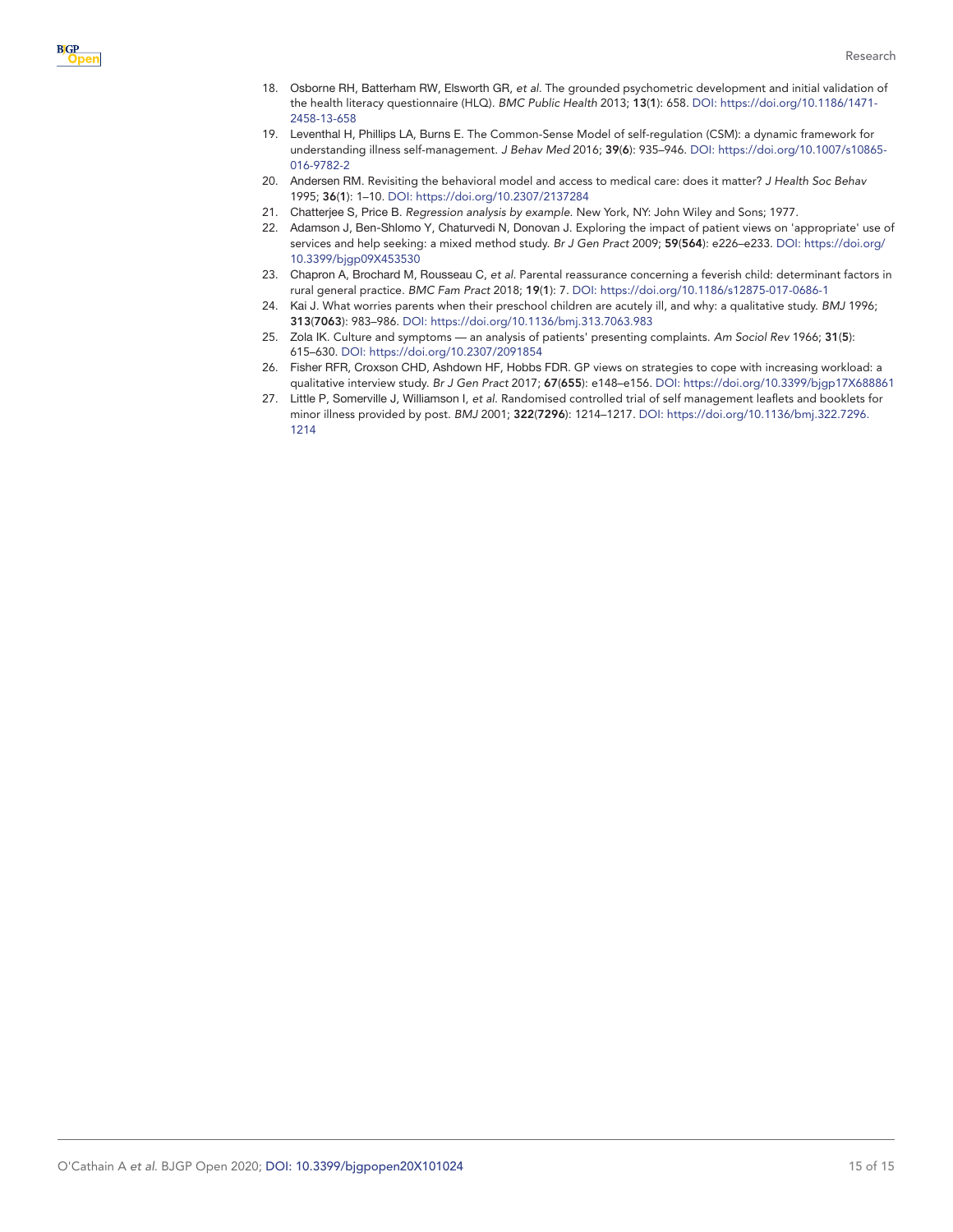18. Osborne RH, Batterham RW, Elsworth GR, *et al*. The grounded psychometric development and initial validation of the health literacy questionnaire (HLQ). *BMC Public Health* 2013; **13**(**1**): 658. DOI: https://doi.org/10.1186/1471-2458-13-658
19. Leventhal H, Phillips LA, Burns E. The Common-Sense Model of self-regulation (CSM): a dynamic framework for understanding illness self-management. *J Behav Med* 2016; **39**(**6**): 935–946. DOI: https://doi.org/10.1007/s10865-016-9782-2
20. Andersen RM. Revisiting the behavioral model and access to medical care: does it matter? *J Health Soc Behav* 1995; **36**(**1**): 1–10. DOI: https://doi.org/10.2307/2137284
21. Chatterjee S, Price B. *Regression analysis by example*. New York, NY: John Wiley and Sons; 1977.
22. Adamson J, Ben-Shlomo Y, Chaturvedi N, Donovan J. Exploring the impact of patient views on 'appropriate' use of services and help seeking: a mixed method study. *Br J Gen Pract* 2009; **59**(**564**): e226–e233. DOI: https://doi.org/10.3399/bjgp09X453530
23. Chapron A, Brochard M, Rousseau C, *et al*. Parental reassurance concerning a feverish child: determinant factors in rural general practice. *BMC Fam Pract* 2018; **19**(**1**): 7. DOI: https://doi.org/10.1186/s12875-017-0686-1
24. Kai J. What worries parents when their preschool children are acutely ill, and why: a qualitative study. *BMJ* 1996; **313**(**7063**): 983–986. DOI: https://doi.org/10.1136/bmj.313.7063.983
25. Zola IK. Culture and symptoms — an analysis of patients' presenting complaints. *Am Sociol Rev* 1966; **31**(**5**): 615–630. DOI: https://doi.org/10.2307/2091854
26. Fisher RFR, Croxson CHD, Ashdown HF, Hobbs FDR. GP views on strategies to cope with increasing workload: a qualitative interview study. *Br J Gen Pract* 2017; **67**(**655**): e148–e156. DOI: https://doi.org/10.3399/bjgp17X688861
27. Little P, Somerville J, Williamson I, *et al*. Randomised controlled trial of self management leaflets and booklets for minor illness provided by post. *BMJ* 2001; **322**(**7296**): 1214–1217. DOI: https://doi.org/10.1136/bmj.322.7296.1214